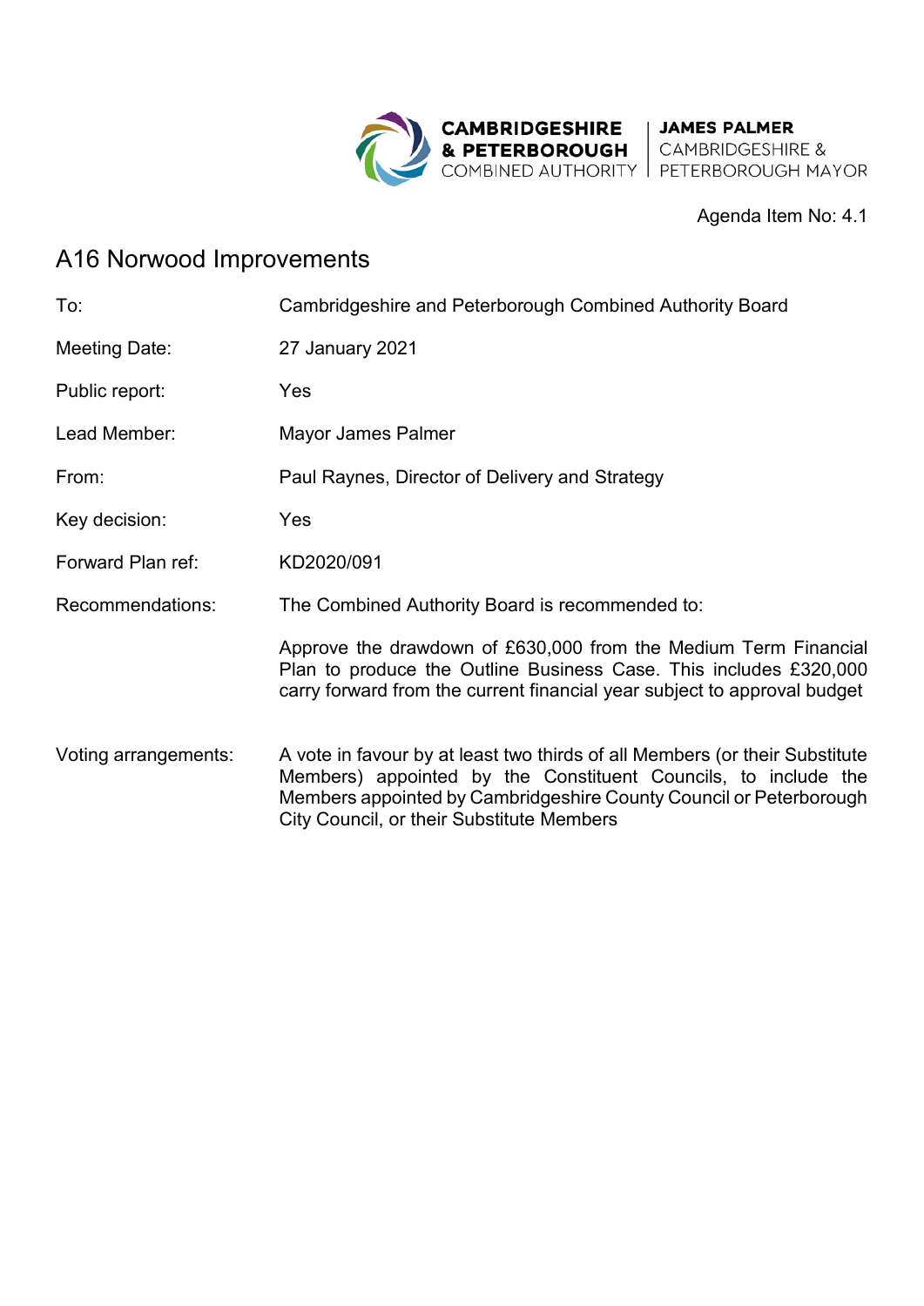CAMBRIDGESHIRE & PETERBOROUGH COMBINED AUTHORITY | JAMES PALMER CAMBRIDGESHIRE & PETERBOROUGH MAYOR

Agenda Item No: 4.1

# A16 Norwood Improvements

| | |
|---|---|
| To: | Cambridgeshire and Peterborough Combined Authority Board |
| Meeting Date: | 27 January 2021 |
| Public report: | Yes |
| Lead Member: | Mayor James Palmer |
| From: | Paul Raynes, Director of Delivery and Strategy |
| Key decision: | Yes |
| Forward Plan ref: | KD2020/091 |
| Recommendations: | The Combined Authority Board is recommended to:<br><br>Approve the drawdown of £630,000 from the Medium Term Financial Plan to produce the Outline Business Case. This includes £320,000 carry forward from the current financial year subject to approval budget |
| Voting arrangements: | A vote in favour by at least two thirds of all Members (or their Substitute Members) appointed by the Constituent Councils, to include the Members appointed by Cambridgeshire County Council or Peterborough City Council, or their Substitute Members |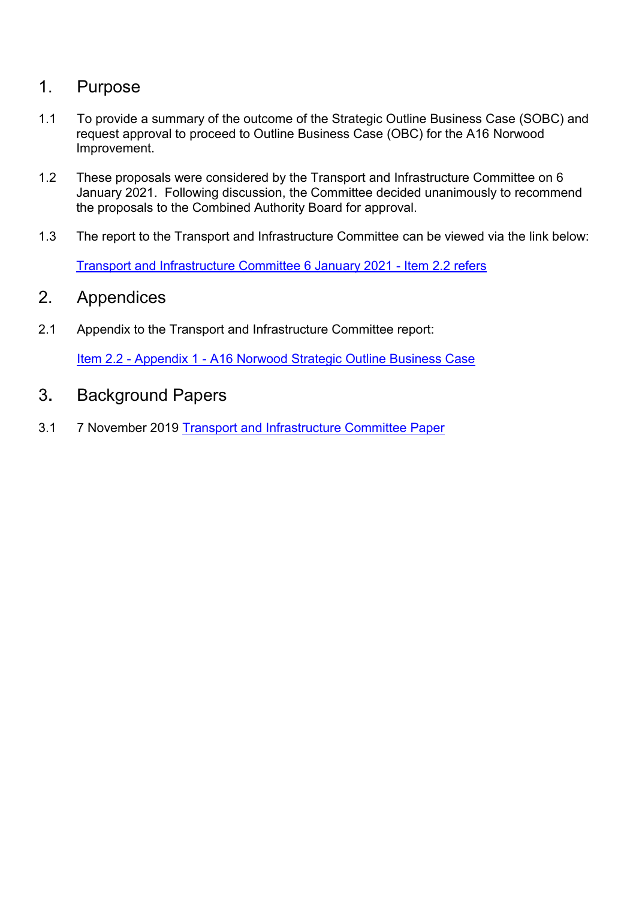## 1. Purpose

1.1 To provide a summary of the outcome of the Strategic Outline Business Case (SOBC) and request approval to proceed to Outline Business Case (OBC) for the A16 Norwood Improvement.

1.2 These proposals were considered by the Transport and Infrastructure Committee on 6 January 2021. Following discussion, the Committee decided unanimously to recommend the proposals to the Combined Authority Board for approval.

1.3 The report to the Transport and Infrastructure Committee can be viewed via the link below:

Transport and Infrastructure Committee 6 January 2021 - Item 2.2 refers

## 2. Appendices

2.1 Appendix to the Transport and Infrastructure Committee report:

Item 2.2 - Appendix 1 - A16 Norwood Strategic Outline Business Case

## 3. Background Papers

3.1 7 November 2019 Transport and Infrastructure Committee Paper